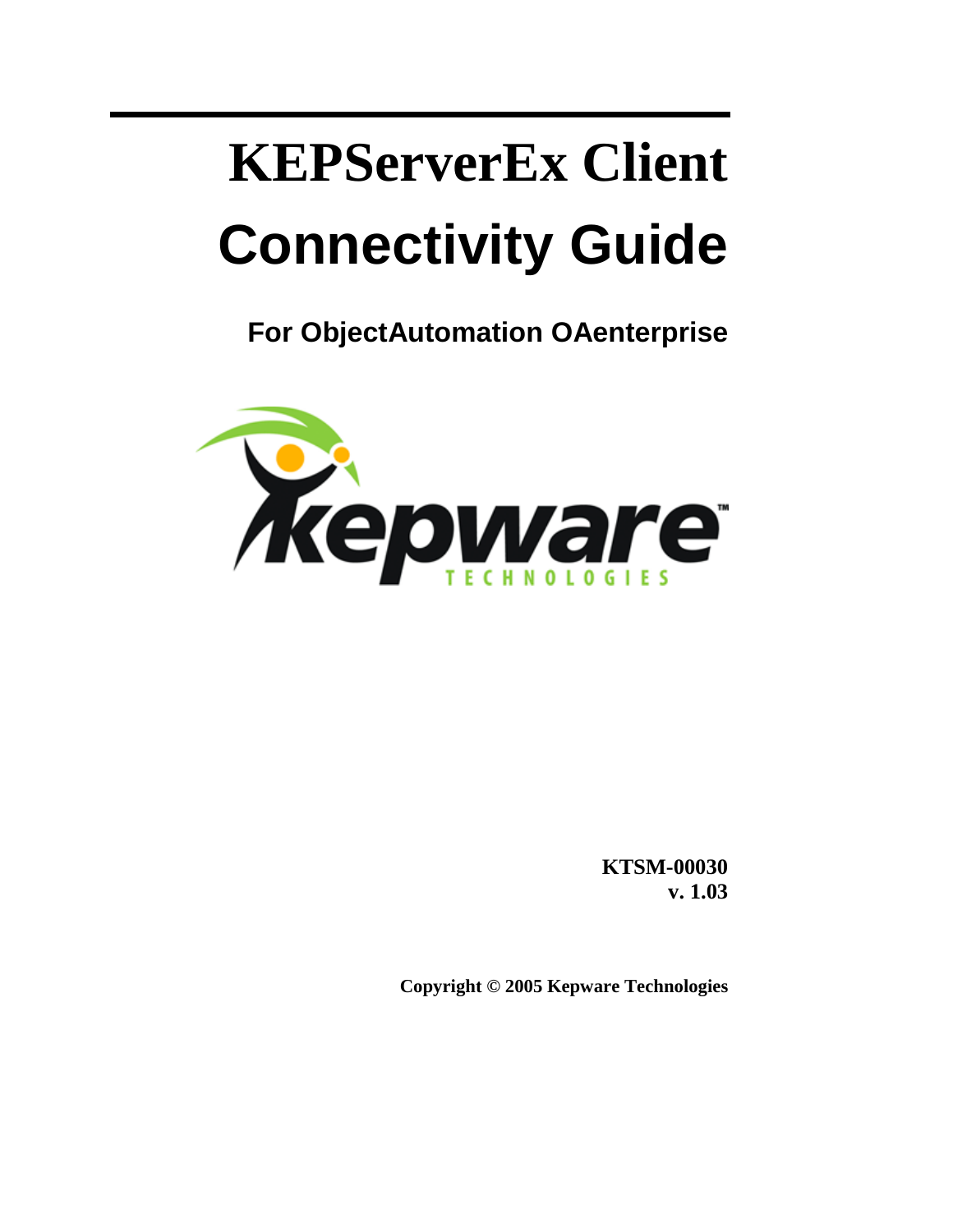# KEPServerEx Client Connectivity Guide

## For ObjectAutomation OAenterprise

**KTSM-00030**
**v. 1.03**

**Copyright © 2005 Kepware Technologies**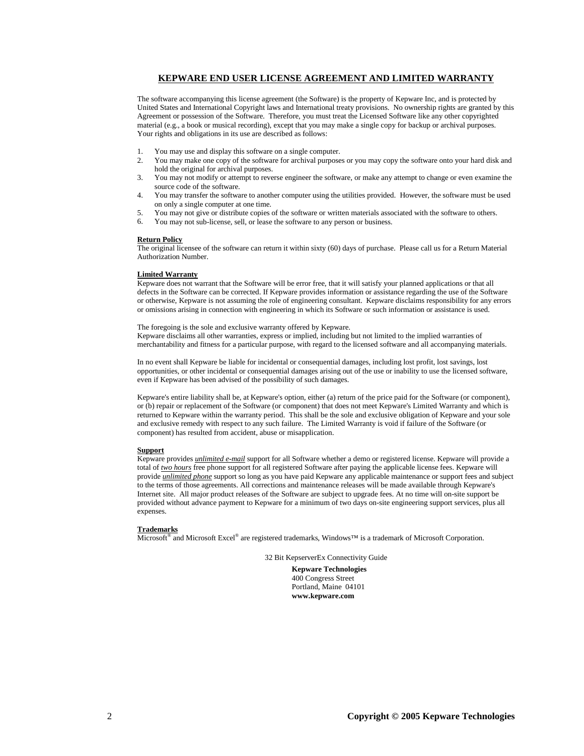# KEPWARE END USER LICENSE AGREEMENT AND LIMITED WARRANTY

The software accompanying this license agreement (the Software) is the property of Kepware Inc, and is protected by United States and International Copyright laws and International treaty provisions. No ownership rights are granted by this Agreement or possession of the Software. Therefore, you must treat the Licensed Software like any other copyrighted material (e.g., a book or musical recording), except that you may make a single copy for backup or archival purposes. Your rights and obligations in its use are described as follows:

1. You may use and display this software on a single computer.
2. You may make one copy of the software for archival purposes or you may copy the software onto your hard disk and hold the original for archival purposes.
3. You may not modify or attempt to reverse engineer the software, or make any attempt to change or even examine the source code of the software.
4. You may transfer the software to another computer using the utilities provided. However, the software must be used on only a single computer at one time.
5. You may not give or distribute copies of the software or written materials associated with the software to others.
6. You may not sub-license, sell, or lease the software to any person or business.

**Return Policy**
The original licensee of the software can return it within sixty (60) days of purchase. Please call us for a Return Material Authorization Number.

**Limited Warranty**
Kepware does not warrant that the Software will be error free, that it will satisfy your planned applications or that all defects in the Software can be corrected. If Kepware provides information or assistance regarding the use of the Software or otherwise, Kepware is not assuming the role of engineering consultant. Kepware disclaims responsibility for any errors or omissions arising in connection with engineering in which its Software or such information or assistance is used.

The foregoing is the sole and exclusive warranty offered by Kepware.
Kepware disclaims all other warranties, express or implied, including but not limited to the implied warranties of merchantability and fitness for a particular purpose, with regard to the licensed software and all accompanying materials.

In no event shall Kepware be liable for incidental or consequential damages, including lost profit, lost savings, lost opportunities, or other incidental or consequential damages arising out of the use or inability to use the licensed software, even if Kepware has been advised of the possibility of such damages.

Kepware's entire liability shall be, at Kepware's option, either (a) return of the price paid for the Software (or component), or (b) repair or replacement of the Software (or component) that does not meet Kepware's Limited Warranty and which is returned to Kepware within the warranty period. This shall be the sole and exclusive obligation of Kepware and your sole and exclusive remedy with respect to any such failure. The Limited Warranty is void if failure of the Software (or component) has resulted from accident, abuse or misapplication.

**Support**
Kepware provides ***unlimited e-mail*** support for all Software whether a demo or registered license. Kepware will provide a total of ***two hours*** free phone support for all registered Software after paying the applicable license fees. Kepware will provide ***unlimited phone*** support so long as you have paid Kepware any applicable maintenance or support fees and subject to the terms of those agreements. All corrections and maintenance releases will be made available through Kepware's Internet site. All major product releases of the Software are subject to upgrade fees. At no time will on-site support be provided without advance payment to Kepware for a minimum of two days on-site engineering support services, plus all expenses.

**Trademarks**
Microsoft® and Microsoft Excel® are registered trademarks, Windows™ is a trademark of Microsoft Corporation.

32 Bit KepserverEx Connectivity Guide

**Kepware Technologies**
400 Congress Street
Portland, Maine 04101
**www.kepware.com**

**Copyright © 2005 Kepware Technologies**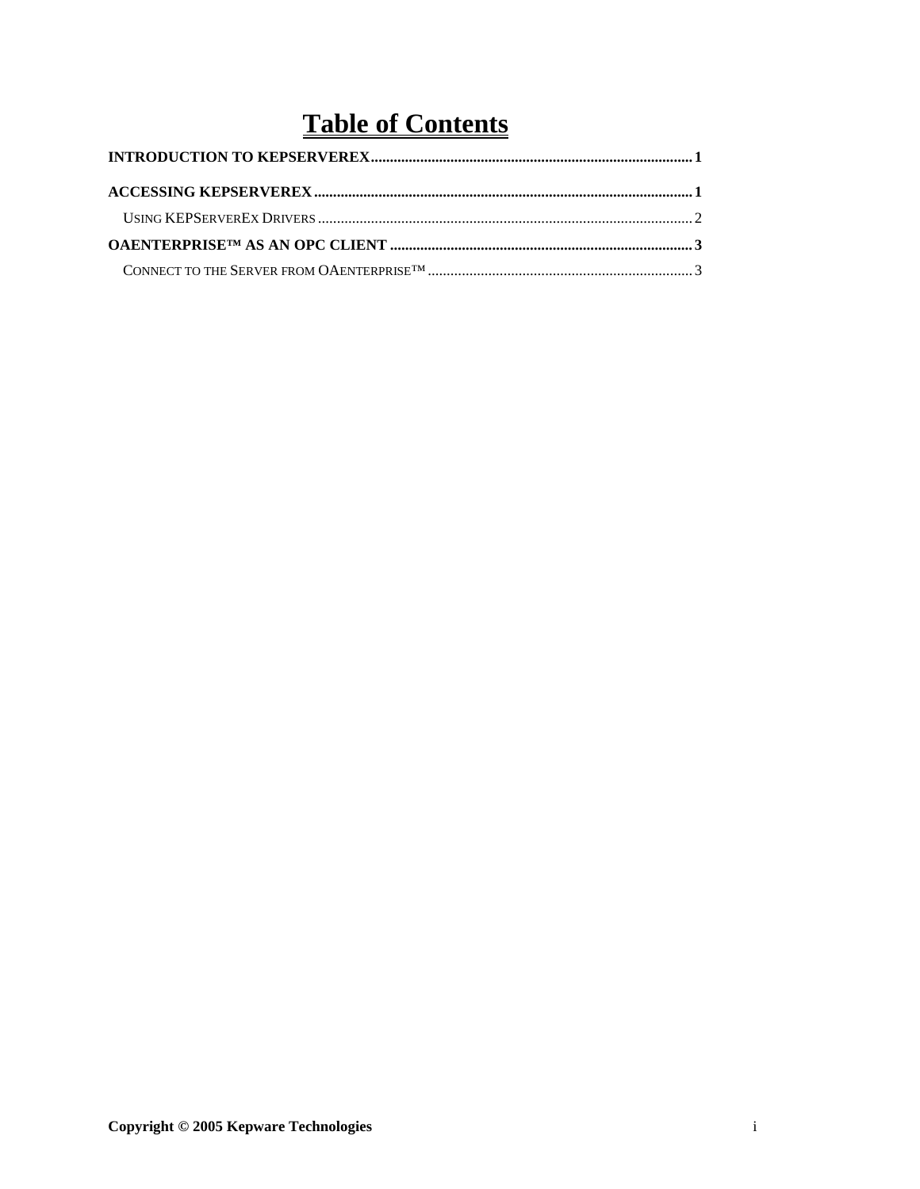# Table of Contents

**INTRODUCTION TO KEPSERVEREX** .......... **1**

**ACCESSING KEPSERVEREX** .......... **1**

- USING KEPSERVEREX DRIVERS .......... 2

**OAENTERPRISE™ AS AN OPC CLIENT** .......... **3**

- CONNECT TO THE SERVER FROM OAENTERPRISE™ .......... 3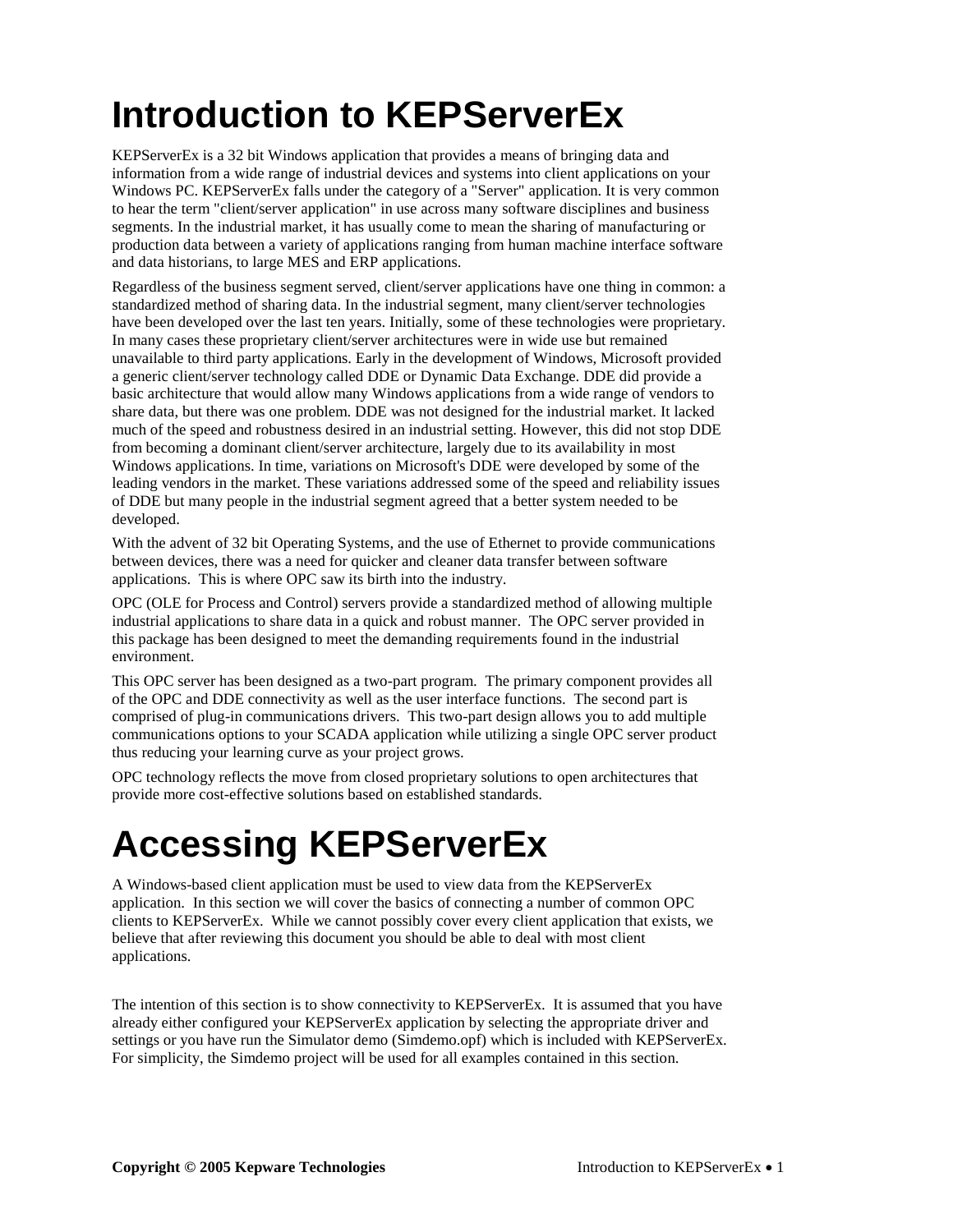# Introduction to KEPServerEx

KEPServerEx is a 32 bit Windows application that provides a means of bringing data and information from a wide range of industrial devices and systems into client applications on your Windows PC. KEPServerEx falls under the category of a "Server" application. It is very common to hear the term "client/server application" in use across many software disciplines and business segments. In the industrial market, it has usually come to mean the sharing of manufacturing or production data between a variety of applications ranging from human machine interface software and data historians, to large MES and ERP applications.

Regardless of the business segment served, client/server applications have one thing in common: a standardized method of sharing data. In the industrial segment, many client/server technologies have been developed over the last ten years. Initially, some of these technologies were proprietary. In many cases these proprietary client/server architectures were in wide use but remained unavailable to third party applications. Early in the development of Windows, Microsoft provided a generic client/server technology called DDE or Dynamic Data Exchange. DDE did provide a basic architecture that would allow many Windows applications from a wide range of vendors to share data, but there was one problem. DDE was not designed for the industrial market. It lacked much of the speed and robustness desired in an industrial setting. However, this did not stop DDE from becoming a dominant client/server architecture, largely due to its availability in most Windows applications. In time, variations on Microsoft's DDE were developed by some of the leading vendors in the market. These variations addressed some of the speed and reliability issues of DDE but many people in the industrial segment agreed that a better system needed to be developed.

With the advent of 32 bit Operating Systems, and the use of Ethernet to provide communications between devices, there was a need for quicker and cleaner data transfer between software applications. This is where OPC saw its birth into the industry.

OPC (OLE for Process and Control) servers provide a standardized method of allowing multiple industrial applications to share data in a quick and robust manner. The OPC server provided in this package has been designed to meet the demanding requirements found in the industrial environment.

This OPC server has been designed as a two-part program. The primary component provides all of the OPC and DDE connectivity as well as the user interface functions. The second part is comprised of plug-in communications drivers. This two-part design allows you to add multiple communications options to your SCADA application while utilizing a single OPC server product thus reducing your learning curve as your project grows.

OPC technology reflects the move from closed proprietary solutions to open architectures that provide more cost-effective solutions based on established standards.

# Accessing KEPServerEx

A Windows-based client application must be used to view data from the KEPServerEx application. In this section we will cover the basics of connecting a number of common OPC clients to KEPServerEx. While we cannot possibly cover every client application that exists, we believe that after reviewing this document you should be able to deal with most client applications.

The intention of this section is to show connectivity to KEPServerEx. It is assumed that you have already either configured your KEPServerEx application by selecting the appropriate driver and settings or you have run the Simulator demo (Simdemo.opf) which is included with KEPServerEx. For simplicity, the Simdemo project will be used for all examples contained in this section.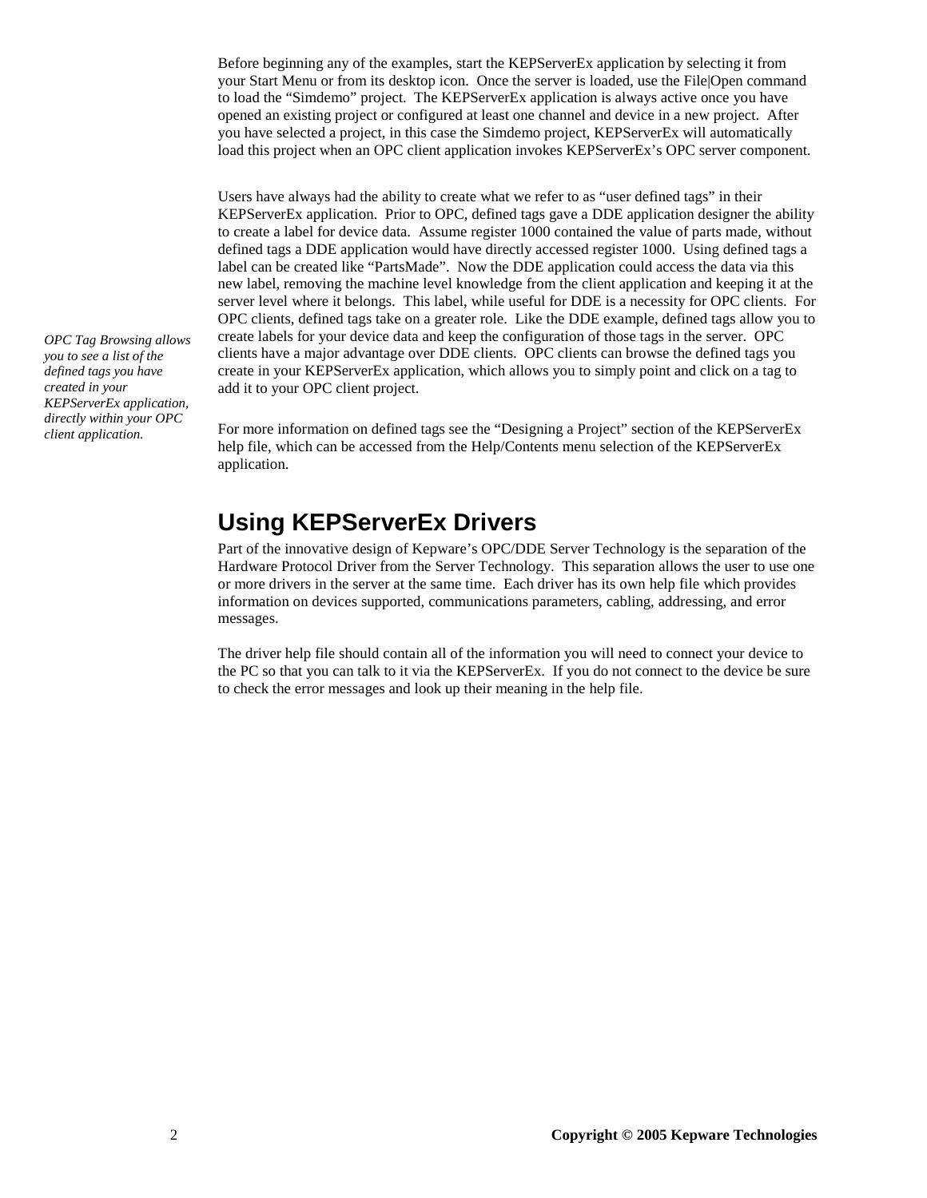Before beginning any of the examples, start the KEPServerEx application by selecting it from your Start Menu or from its desktop icon. Once the server is loaded, use the File|Open command to load the "Simdemo" project. The KEPServerEx application is always active once you have opened an existing project or configured at least one channel and device in a new project. After you have selected a project, in this case the Simdemo project, KEPServerEx will automatically load this project when an OPC client application invokes KEPServerEx's OPC server component.

Users have always had the ability to create what we refer to as "user defined tags" in their KEPServerEx application. Prior to OPC, defined tags gave a DDE application designer the ability to create a label for device data. Assume register 1000 contained the value of parts made, without defined tags a DDE application would have directly accessed register 1000. Using defined tags a label can be created like "PartsMade". Now the DDE application could access the data via this new label, removing the machine level knowledge from the client application and keeping it at the server level where it belongs. This label, while useful for DDE is a necessity for OPC clients. For OPC clients, defined tags take on a greater role. Like the DDE example, defined tags allow you to create labels for your device data and keep the configuration of those tags in the server. OPC clients have a major advantage over DDE clients. OPC clients can browse the defined tags you create in your KEPServerEx application, which allows you to simply point and click on a tag to add it to your OPC client project.

*OPC Tag Browsing allows you to see a list of the defined tags you have created in your KEPServerEx application, directly within your OPC client application.*

For more information on defined tags see the "Designing a Project" section of the KEPServerEx help file, which can be accessed from the Help/Contents menu selection of the KEPServerEx application.

## Using KEPServerEx Drivers

Part of the innovative design of Kepware's OPC/DDE Server Technology is the separation of the Hardware Protocol Driver from the Server Technology. This separation allows the user to use one or more drivers in the server at the same time. Each driver has its own help file which provides information on devices supported, communications parameters, cabling, addressing, and error messages.

The driver help file should contain all of the information you will need to connect your device to the PC so that you can talk to it via the KEPServerEx. If you do not connect to the device be sure to check the error messages and look up their meaning in the help file.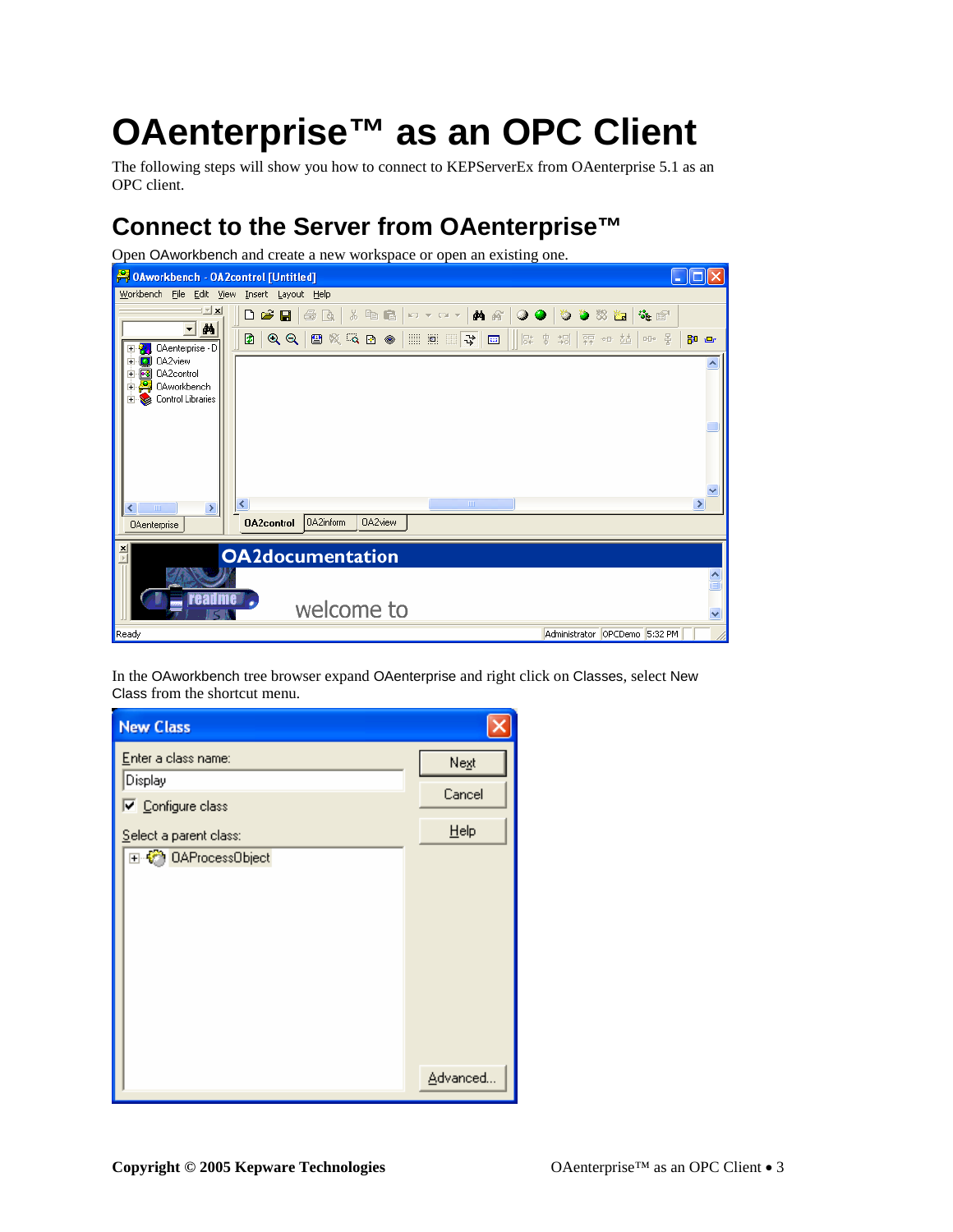# OAenterprise™ as an OPC Client

The following steps will show you how to connect to KEPServerEx from OAenterprise 5.1 as an OPC client.

## Connect to the Server from OAenterprise™

Open OAworkbench and create a new workspace or open an existing one.

In the OAworkbench tree browser expand OAenterprise and right click on Classes, select New Class from the shortcut menu.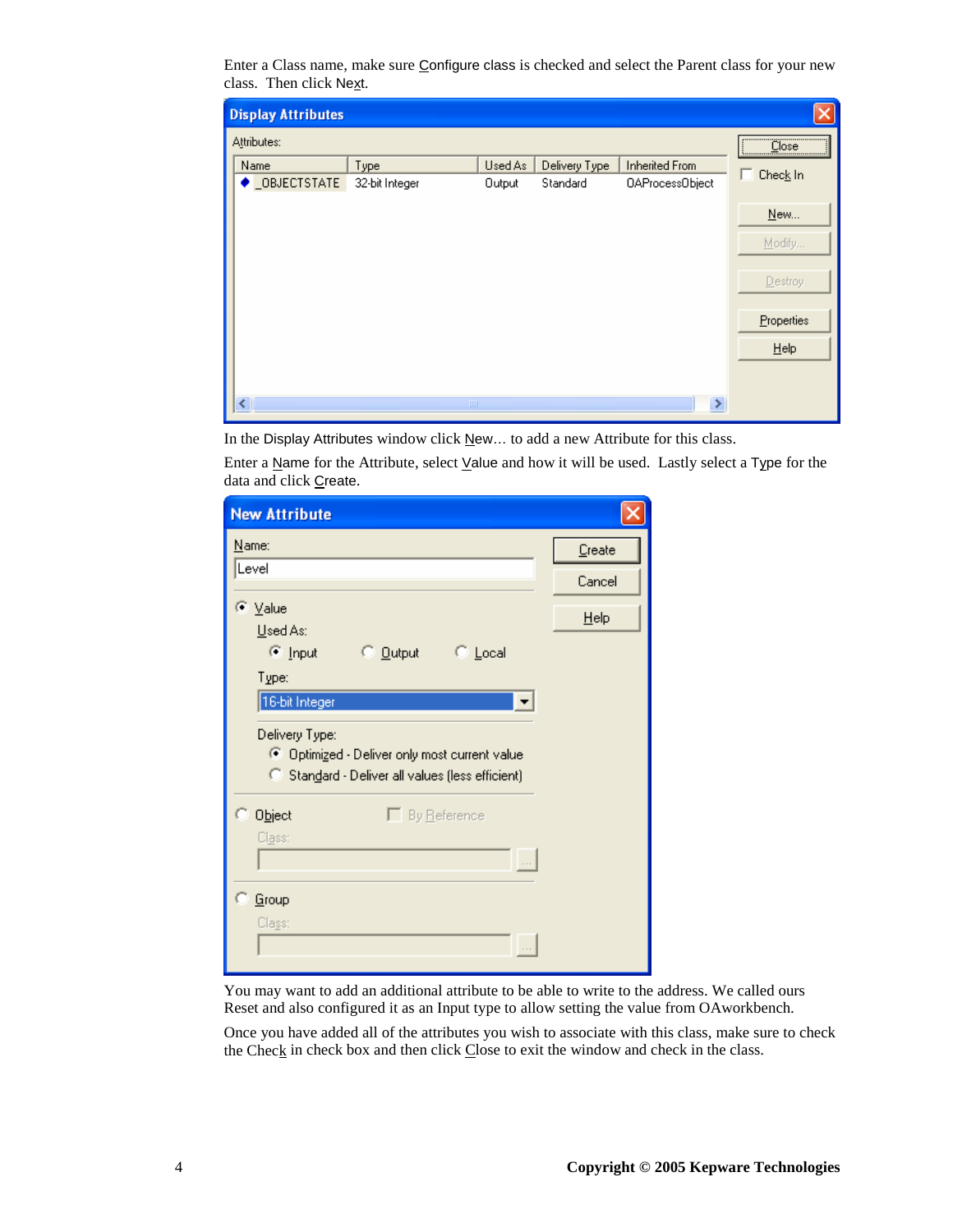Enter a Class name, make sure Configure class is checked and select the Parent class for your new class. Then click Next.

In the Display Attributes window click New… to add a new Attribute for this class.

Enter a Name for the Attribute, select Value and how it will be used. Lastly select a Type for the data and click Create.

You may want to add an additional attribute to be able to write to the address. We called ours Reset and also configured it as an Input type to allow setting the value from OAworkbench.

Once you have added all of the attributes you wish to associate with this class, make sure to check the Check in check box and then click Close to exit the window and check in the class.

**Copyright © 2005 Kepware Technologies**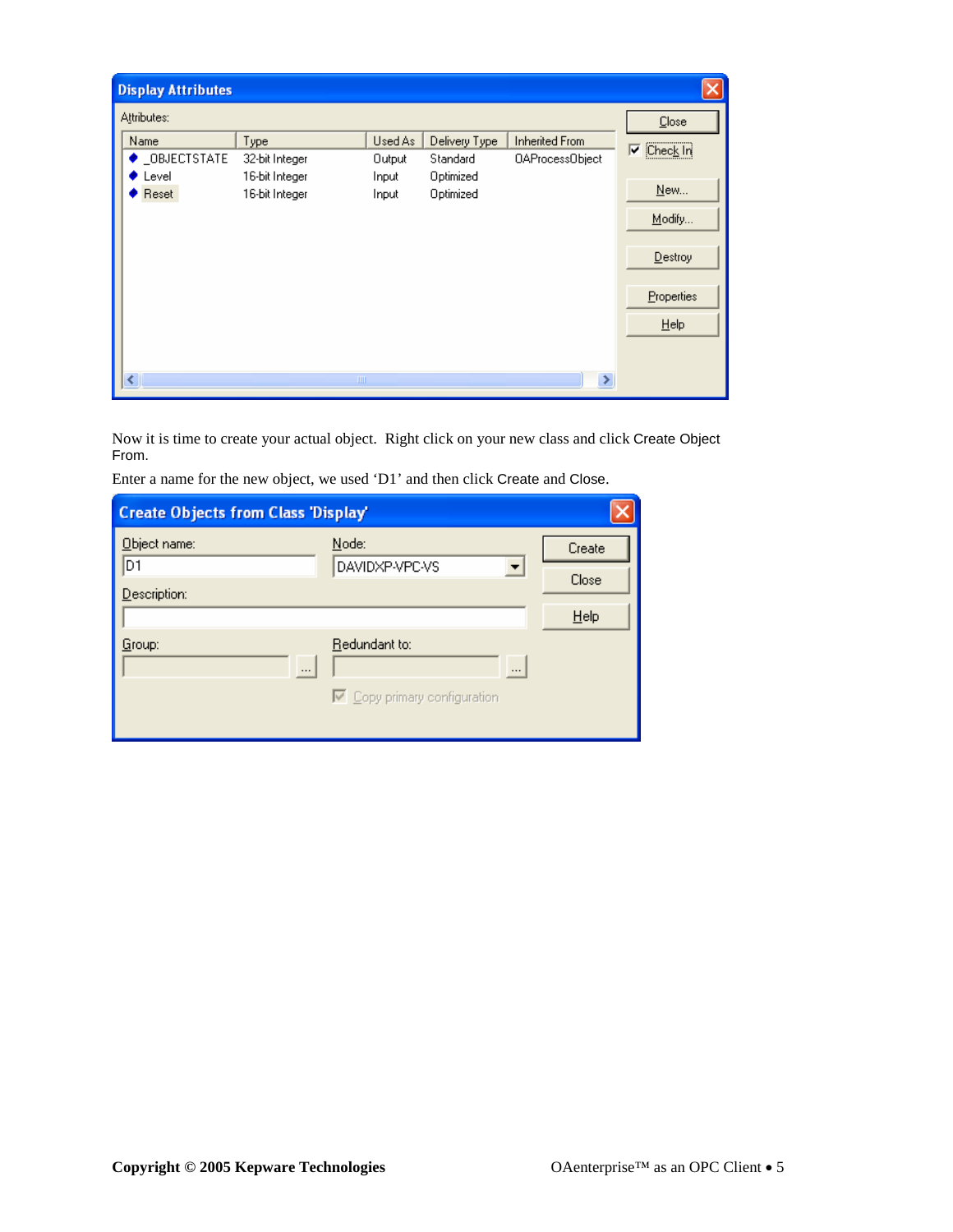Now it is time to create your actual object. Right click on your new class and click Create Object From.

Enter a name for the new object, we used ‘D1’ and then click Create and Close.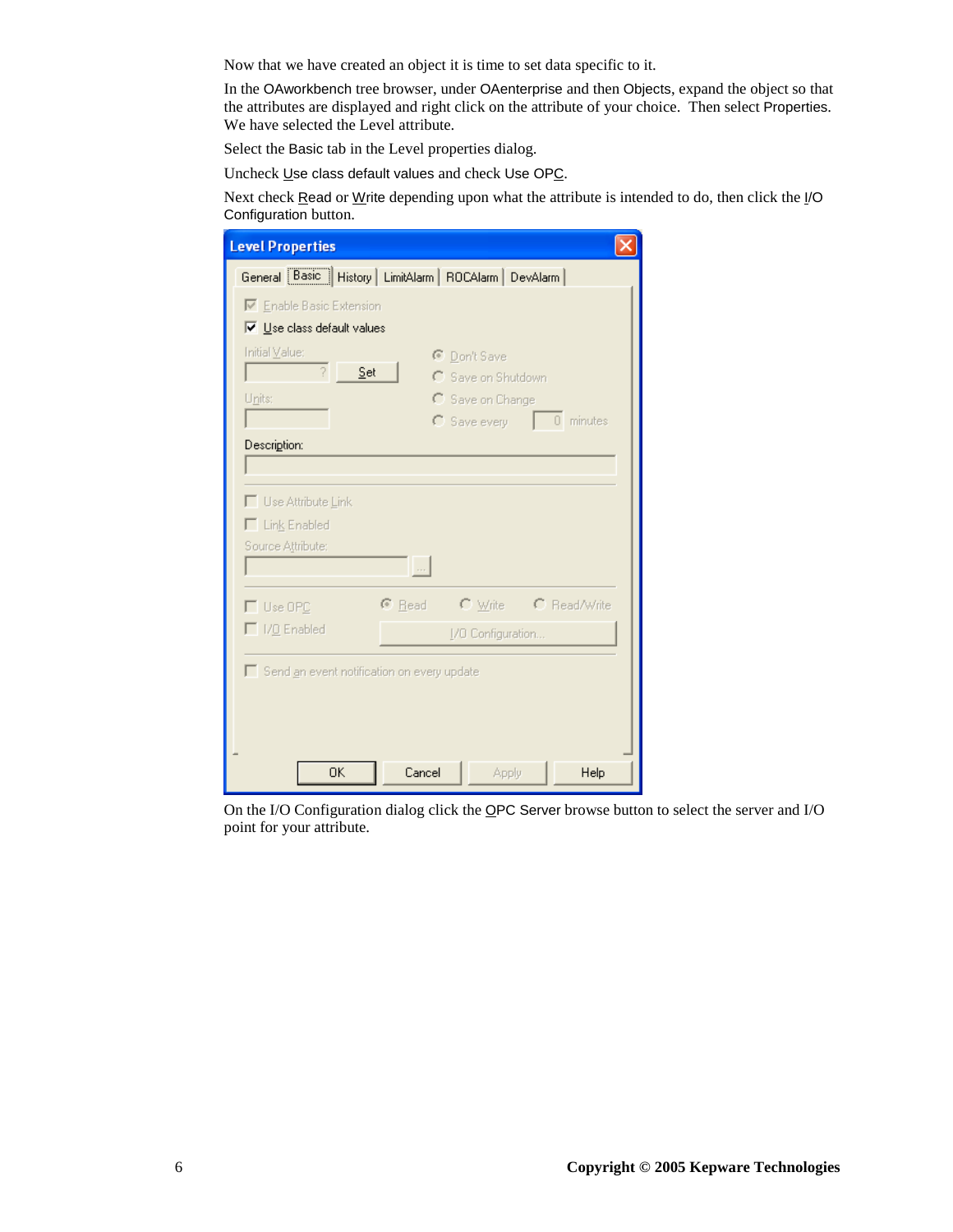Now that we have created an object it is time to set data specific to it.

In the OAworkbench tree browser, under OAenterprise and then Objects, expand the object so that the attributes are displayed and right click on the attribute of your choice. Then select Properties. We have selected the Level attribute.

Select the Basic tab in the Level properties dialog.

Uncheck Use class default values and check Use OPC.

Next check Read or Write depending upon what the attribute is intended to do, then click the I/O Configuration button.

On the I/O Configuration dialog click the OPC Server browse button to select the server and I/O point for your attribute.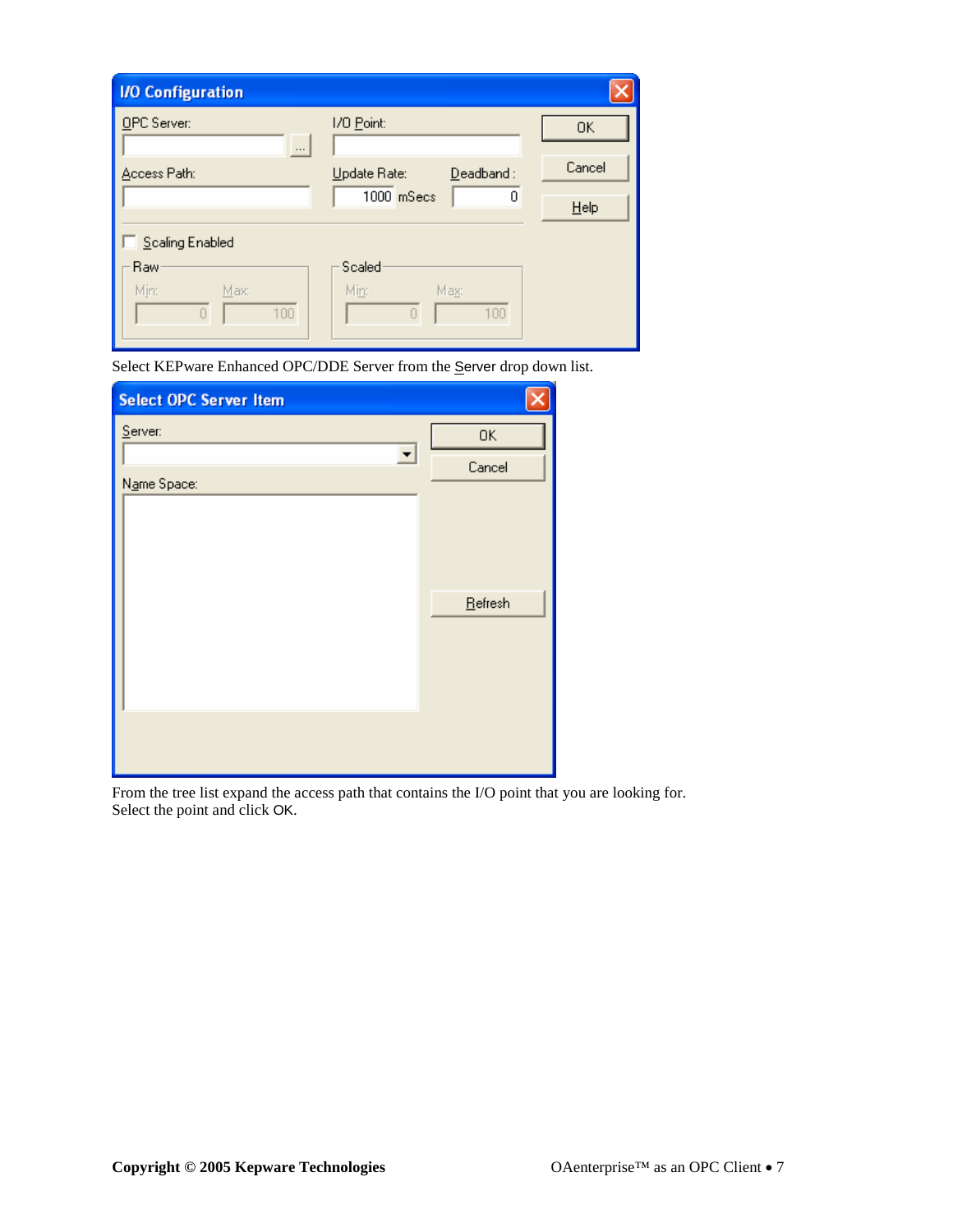Select KEPware Enhanced OPC/DDE Server from the Server drop down list.

From the tree list expand the access path that contains the I/O point that you are looking for. Select the point and click OK.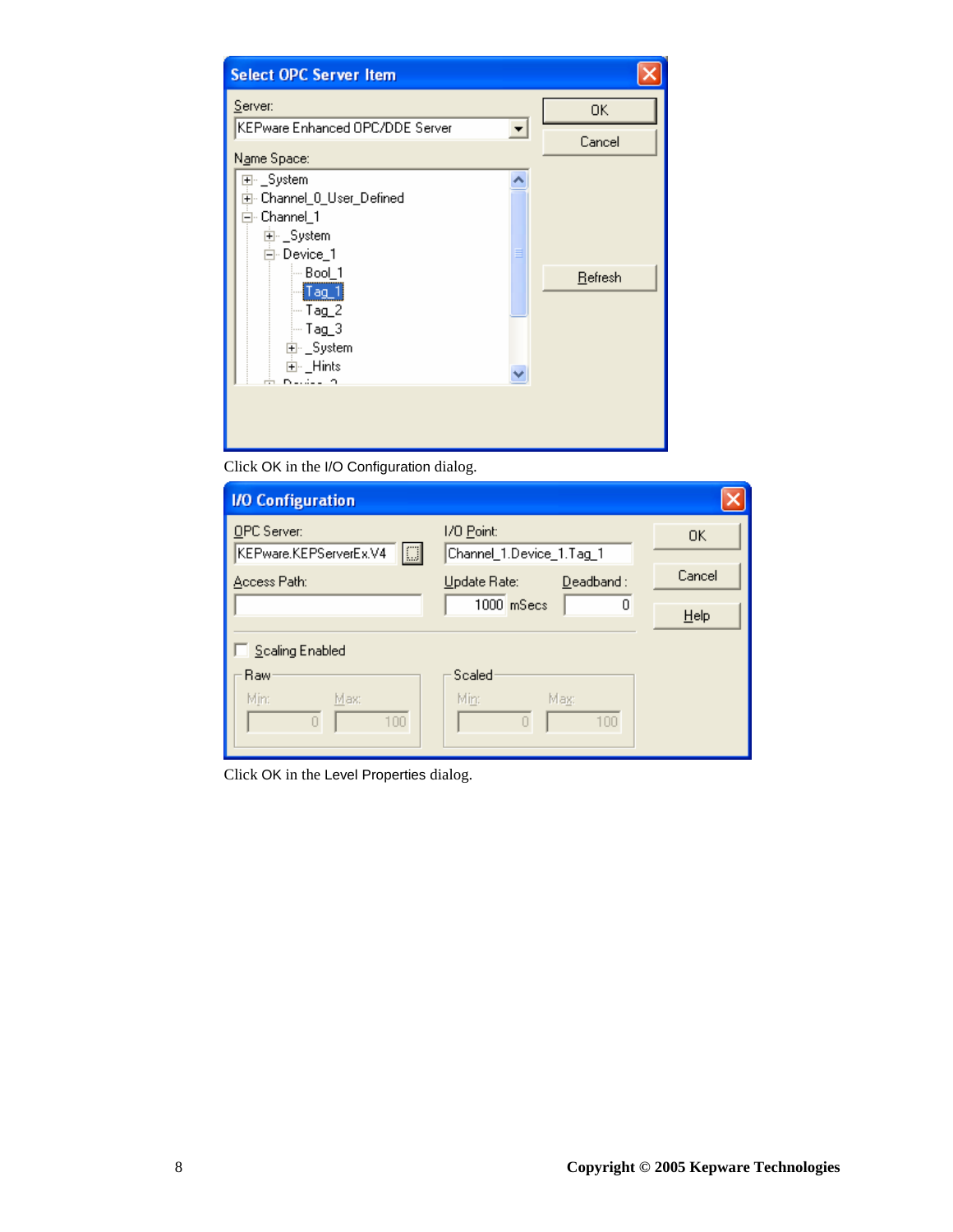Click OK in the I/O Configuration dialog.

Click OK in the Level Properties dialog.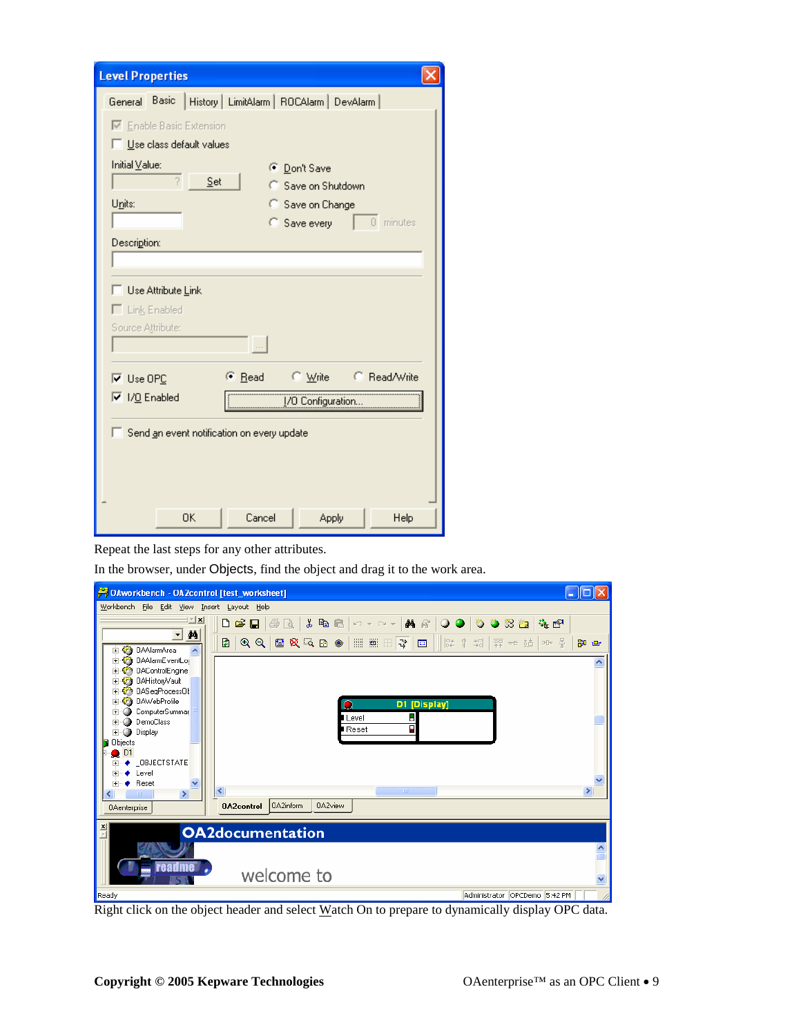Repeat the last steps for any other attributes.

In the browser, under Objects, find the object and drag it to the work area.

Right click on the object header and select Watch On to prepare to dynamically display OPC data.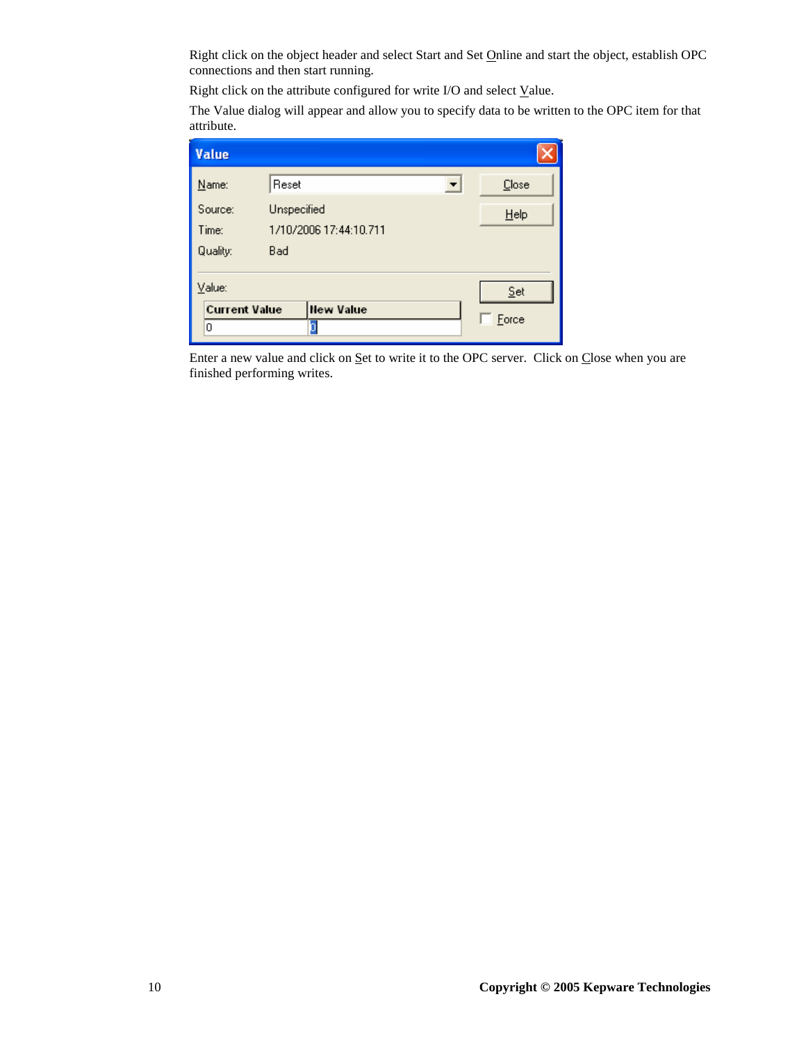Right click on the object header and select Start and Set Online and start the object, establish OPC connections and then start running.

Right click on the attribute configured for write I/O and select Value.

The Value dialog will appear and allow you to specify data to be written to the OPC item for that attribute.

Value

Name: Reset

Source: Unspecified

Time: 1/10/2006 17:44:10.711

Quality: Bad

Value:

Current Value | New Value

0 | 0

Close

Help

Set

Force

Enter a new value and click on Set to write it to the OPC server. Click on Close when you are finished performing writes.